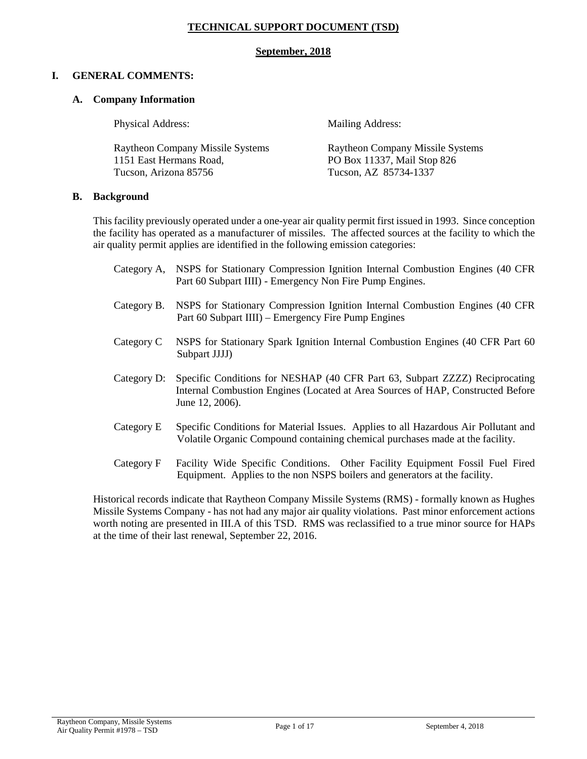# TECHNICAL SUPPORT DOCUMENT (TSD)

**September, 2018**

## I. GENERAL COMMENTS:

### A. Company Information

| Physical Address: | Mailing Address: |
|---|---|
| Raytheon Company Missile Systems | Raytheon Company Missile Systems |
| 1151 East Hermans Road, | PO Box 11337, Mail Stop 826 |
| Tucson, Arizona 85756 | Tucson, AZ 85734-1337 |

### B. Background

This facility previously operated under a one-year air quality permit first issued in 1993. Since conception the facility has operated as a manufacturer of missiles. The affected sources at the facility to which the air quality permit applies are identified in the following emission categories:

- Category A, NSPS for Stationary Compression Ignition Internal Combustion Engines (40 CFR Part 60 Subpart IIII) - Emergency Non Fire Pump Engines.
- Category B. NSPS for Stationary Compression Ignition Internal Combustion Engines (40 CFR Part 60 Subpart IIII) – Emergency Fire Pump Engines
- Category C NSPS for Stationary Spark Ignition Internal Combustion Engines (40 CFR Part 60 Subpart JJJJ)
- Category D: Specific Conditions for NESHAP (40 CFR Part 63, Subpart ZZZZ) Reciprocating Internal Combustion Engines (Located at Area Sources of HAP, Constructed Before June 12, 2006).
- Category E Specific Conditions for Material Issues. Applies to all Hazardous Air Pollutant and Volatile Organic Compound containing chemical purchases made at the facility.
- Category F Facility Wide Specific Conditions. Other Facility Equipment Fossil Fuel Fired Equipment. Applies to the non NSPS boilers and generators at the facility.

Historical records indicate that Raytheon Company Missile Systems (RMS) - formally known as Hughes Missile Systems Company - has not had any major air quality violations. Past minor enforcement actions worth noting are presented in III.A of this TSD. RMS was reclassified to a true minor source for HAPs at the time of their last renewal, September 22, 2016.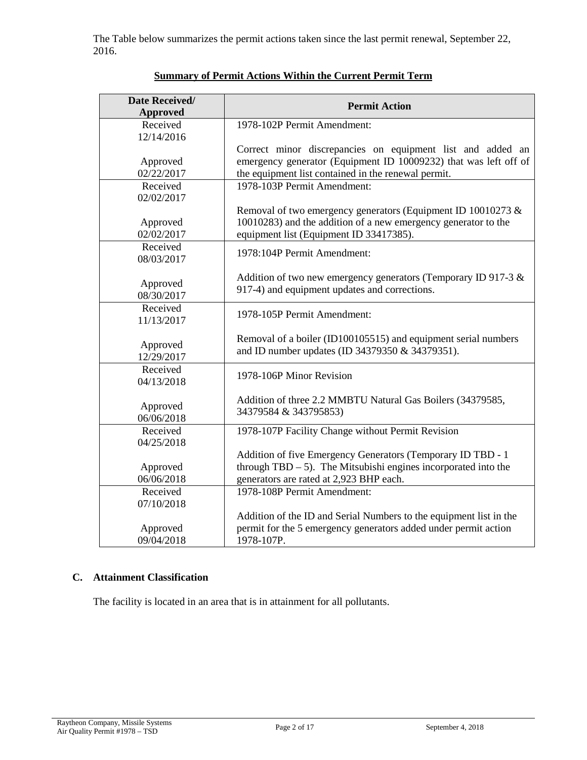The Table below summarizes the permit actions taken since the last permit renewal, September 22, 2016.

**Summary of Permit Actions Within the Current Permit Term**

| Date Received/ Approved | Permit Action |
|---|---|
| Received 12/14/2016<br><br>Approved 02/22/2017 | 1978-102P Permit Amendment:<br><br>Correct minor discrepancies on equipment list and added an emergency generator (Equipment ID 10009232) that was left off of the equipment list contained in the renewal permit. |
| Received 02/02/2017<br><br>Approved 02/02/2017 | 1978-103P Permit Amendment:<br><br>Removal of two emergency generators (Equipment ID 10010273 & 10010283) and the addition of a new emergency generator to the equipment list (Equipment ID 33417385). |
| Received 08/03/2017<br><br>Approved 08/30/2017 | 1978:104P Permit Amendment:<br><br>Addition of two new emergency generators (Temporary ID 917-3 & 917-4) and equipment updates and corrections. |
| Received 11/13/2017<br><br>Approved 12/29/2017 | 1978-105P Permit Amendment:<br><br>Removal of a boiler (ID100105515) and equipment serial numbers and ID number updates (ID 34379350 & 34379351). |
| Received 04/13/2018<br><br>Approved 06/06/2018 | 1978-106P Minor Revision<br><br>Addition of three 2.2 MMBTU Natural Gas Boilers (34379585, 34379584 & 343795853) |
| Received 04/25/2018<br><br>Approved 06/06/2018 | 1978-107P Facility Change without Permit Revision<br><br>Addition of five Emergency Generators (Temporary ID TBD - 1 through TBD – 5). The Mitsubishi engines incorporated into the generators are rated at 2,923 BHP each. |
| Received 07/10/2018<br><br>Approved 09/04/2018 | 1978-108P Permit Amendment:<br><br>Addition of the ID and Serial Numbers to the equipment list in the permit for the 5 emergency generators added under permit action 1978-107P. |

### C. Attainment Classification

The facility is located in an area that is in attainment for all pollutants.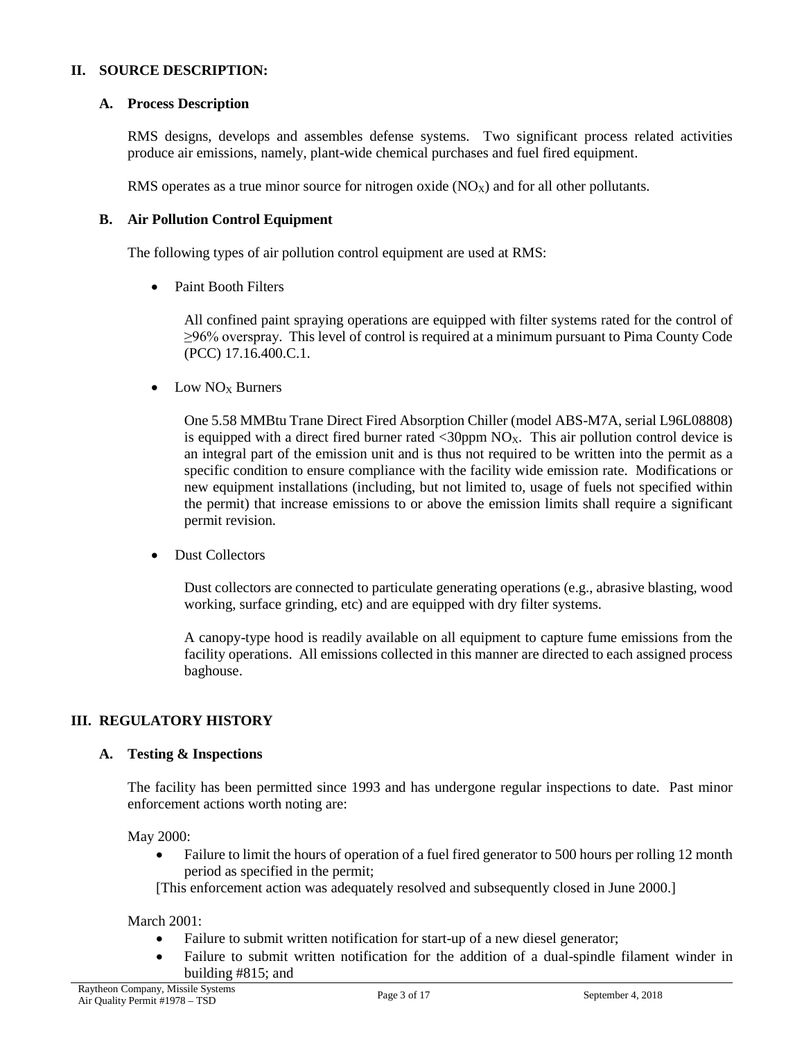## II. SOURCE DESCRIPTION:

### A. Process Description

RMS designs, develops and assembles defense systems. Two significant process related activities produce air emissions, namely, plant-wide chemical purchases and fuel fired equipment.

RMS operates as a true minor source for nitrogen oxide ($NO_X$) and for all other pollutants.

### B. Air Pollution Control Equipment

The following types of air pollution control equipment are used at RMS:

- Paint Booth Filters

  All confined paint spraying operations are equipped with filter systems rated for the control of ≥96% overspray. This level of control is required at a minimum pursuant to Pima County Code (PCC) 17.16.400.C.1.

- Low $NO_X$ Burners

  One 5.58 MMBtu Trane Direct Fired Absorption Chiller (model ABS-M7A, serial L96L08808) is equipped with a direct fired burner rated <30ppm $NO_X$. This air pollution control device is an integral part of the emission unit and is thus not required to be written into the permit as a specific condition to ensure compliance with the facility wide emission rate. Modifications or new equipment installations (including, but not limited to, usage of fuels not specified within the permit) that increase emissions to or above the emission limits shall require a significant permit revision.

- Dust Collectors

  Dust collectors are connected to particulate generating operations (e.g., abrasive blasting, wood working, surface grinding, etc) and are equipped with dry filter systems.

  A canopy-type hood is readily available on all equipment to capture fume emissions from the facility operations. All emissions collected in this manner are directed to each assigned process baghouse.

## III. REGULATORY HISTORY

### A. Testing & Inspections

The facility has been permitted since 1993 and has undergone regular inspections to date. Past minor enforcement actions worth noting are:

May 2000:

- Failure to limit the hours of operation of a fuel fired generator to 500 hours per rolling 12 month period as specified in the permit;

[This enforcement action was adequately resolved and subsequently closed in June 2000.]

March 2001:

- Failure to submit written notification for start-up of a new diesel generator;
- Failure to submit written notification for the addition of a dual-spindle filament winder in building #815; and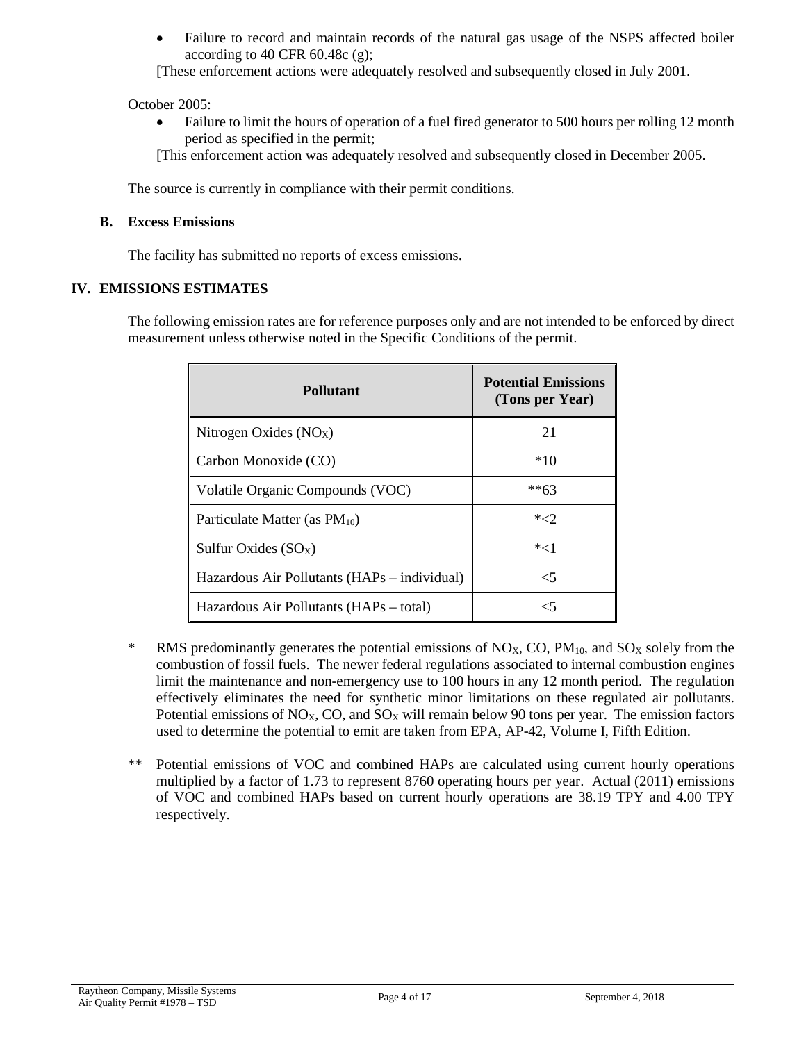- Failure to record and maintain records of the natural gas usage of the NSPS affected boiler according to 40 CFR 60.48c (g);

[These enforcement actions were adequately resolved and subsequently closed in July 2001.

October 2005:

- Failure to limit the hours of operation of a fuel fired generator to 500 hours per rolling 12 month period as specified in the permit;

[This enforcement action was adequately resolved and subsequently closed in December 2005.

The source is currently in compliance with their permit conditions.

### B. Excess Emissions

The facility has submitted no reports of excess emissions.

## IV. EMISSIONS ESTIMATES

The following emission rates are for reference purposes only and are not intended to be enforced by direct measurement unless otherwise noted in the Specific Conditions of the permit.

| Pollutant | Potential Emissions (Tons per Year) |
|---|---|
| Nitrogen Oxides ($NO_X$) | 21 |
| Carbon Monoxide (CO) | *10 |
| Volatile Organic Compounds (VOC) | **63 |
| Particulate Matter (as $PM_{10}$) | *<2 |
| Sulfur Oxides ($SO_X$) | *<1 |
| Hazardous Air Pollutants (HAPs – individual) | <5 |
| Hazardous Air Pollutants (HAPs – total) | <5 |

\* RMS predominantly generates the potential emissions of $NO_X$, CO, $PM_{10}$, and $SO_X$ solely from the combustion of fossil fuels. The newer federal regulations associated to internal combustion engines limit the maintenance and non-emergency use to 100 hours in any 12 month period. The regulation effectively eliminates the need for synthetic minor limitations on these regulated air pollutants. Potential emissions of $NO_X$, CO, and $SO_X$ will remain below 90 tons per year. The emission factors used to determine the potential to emit are taken from EPA, AP-42, Volume I, Fifth Edition.

\*\* Potential emissions of VOC and combined HAPs are calculated using current hourly operations multiplied by a factor of 1.73 to represent 8760 operating hours per year. Actual (2011) emissions of VOC and combined HAPs based on current hourly operations are 38.19 TPY and 4.00 TPY respectively.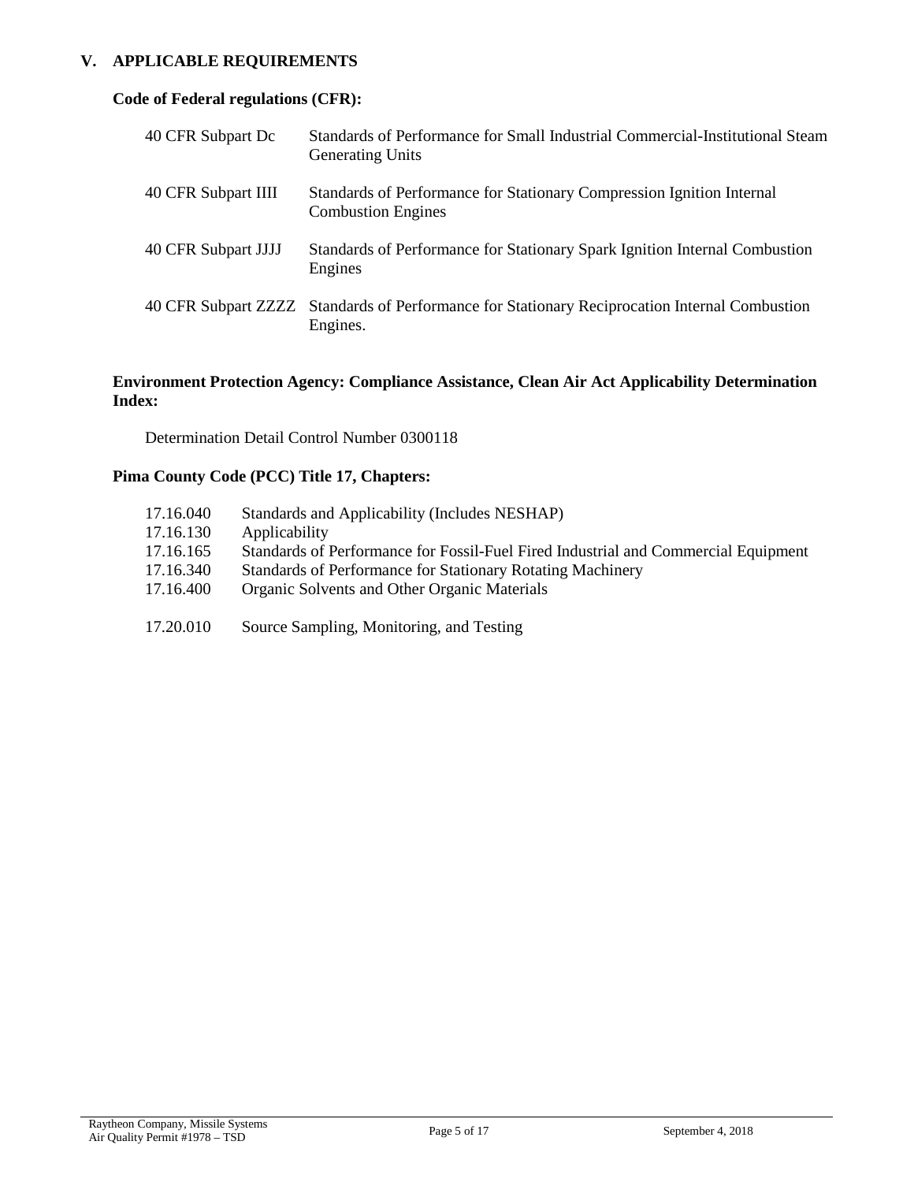## V. APPLICABLE REQUIREMENTS

### Code of Federal regulations (CFR):

| | |
|---|---|
| 40 CFR Subpart Dc | Standards of Performance for Small Industrial Commercial-Institutional Steam Generating Units |
| 40 CFR Subpart IIII | Standards of Performance for Stationary Compression Ignition Internal Combustion Engines |
| 40 CFR Subpart JJJJ | Standards of Performance for Stationary Spark Ignition Internal Combustion Engines |
| 40 CFR Subpart ZZZZ | Standards of Performance for Stationary Reciprocation Internal Combustion Engines. |

### Environment Protection Agency: Compliance Assistance, Clean Air Act Applicability Determination Index:

Determination Detail Control Number 0300118

### Pima County Code (PCC) Title 17, Chapters:

| | |
|---|---|
| 17.16.040 | Standards and Applicability (Includes NESHAP) |
| 17.16.130 | Applicability |
| 17.16.165 | Standards of Performance for Fossil-Fuel Fired Industrial and Commercial Equipment |
| 17.16.340 | Standards of Performance for Stationary Rotating Machinery |
| 17.16.400 | Organic Solvents and Other Organic Materials |
| 17.20.010 | Source Sampling, Monitoring, and Testing |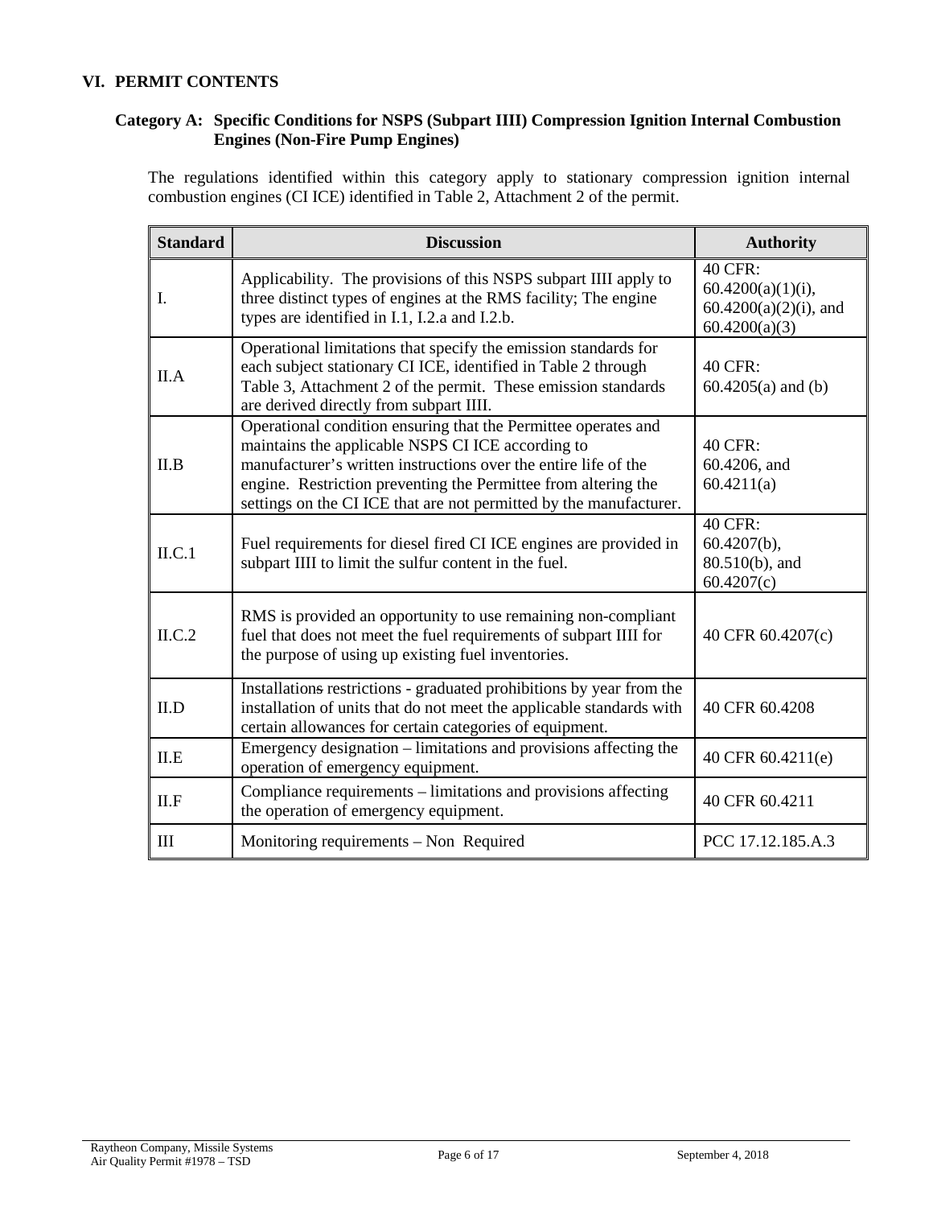## VI. PERMIT CONTENTS

### Category A: Specific Conditions for NSPS (Subpart IIII) Compression Ignition Internal Combustion Engines (Non-Fire Pump Engines)

The regulations identified within this category apply to stationary compression ignition internal combustion engines (CI ICE) identified in Table 2, Attachment 2 of the permit.

| Standard | Discussion | Authority |
|---|---|---|
| I. | Applicability. The provisions of this NSPS subpart IIII apply to three distinct types of engines at the RMS facility; The engine types are identified in I.1, I.2.a and I.2.b. | 40 CFR: 60.4200(a)(1)(i), 60.4200(a)(2)(i), and 60.4200(a)(3) |
| II.A | Operational limitations that specify the emission standards for each subject stationary CI ICE, identified in Table 2 through Table 3, Attachment 2 of the permit. These emission standards are derived directly from subpart IIII. | 40 CFR: 60.4205(a) and (b) |
| II.B | Operational condition ensuring that the Permittee operates and maintains the applicable NSPS CI ICE according to manufacturer's written instructions over the entire life of the engine. Restriction preventing the Permittee from altering the settings on the CI ICE that are not permitted by the manufacturer. | 40 CFR: 60.4206, and 60.4211(a) |
| II.C.1 | Fuel requirements for diesel fired CI ICE engines are provided in subpart IIII to limit the sulfur content in the fuel. | 40 CFR: 60.4207(b), 80.510(b), and 60.4207(c) |
| II.C.2 | RMS is provided an opportunity to use remaining non-compliant fuel that does not meet the fuel requirements of subpart IIII for the purpose of using up existing fuel inventories. | 40 CFR 60.4207(c) |
| II.D | Installations restrictions - graduated prohibitions by year from the installation of units that do not meet the applicable standards with certain allowances for certain categories of equipment. | 40 CFR 60.4208 |
| II.E | Emergency designation – limitations and provisions affecting the operation of emergency equipment. | 40 CFR 60.4211(e) |
| II.F | Compliance requirements – limitations and provisions affecting the operation of emergency equipment. | 40 CFR 60.4211 |
| III | Monitoring requirements – Non Required | PCC 17.12.185.A.3 |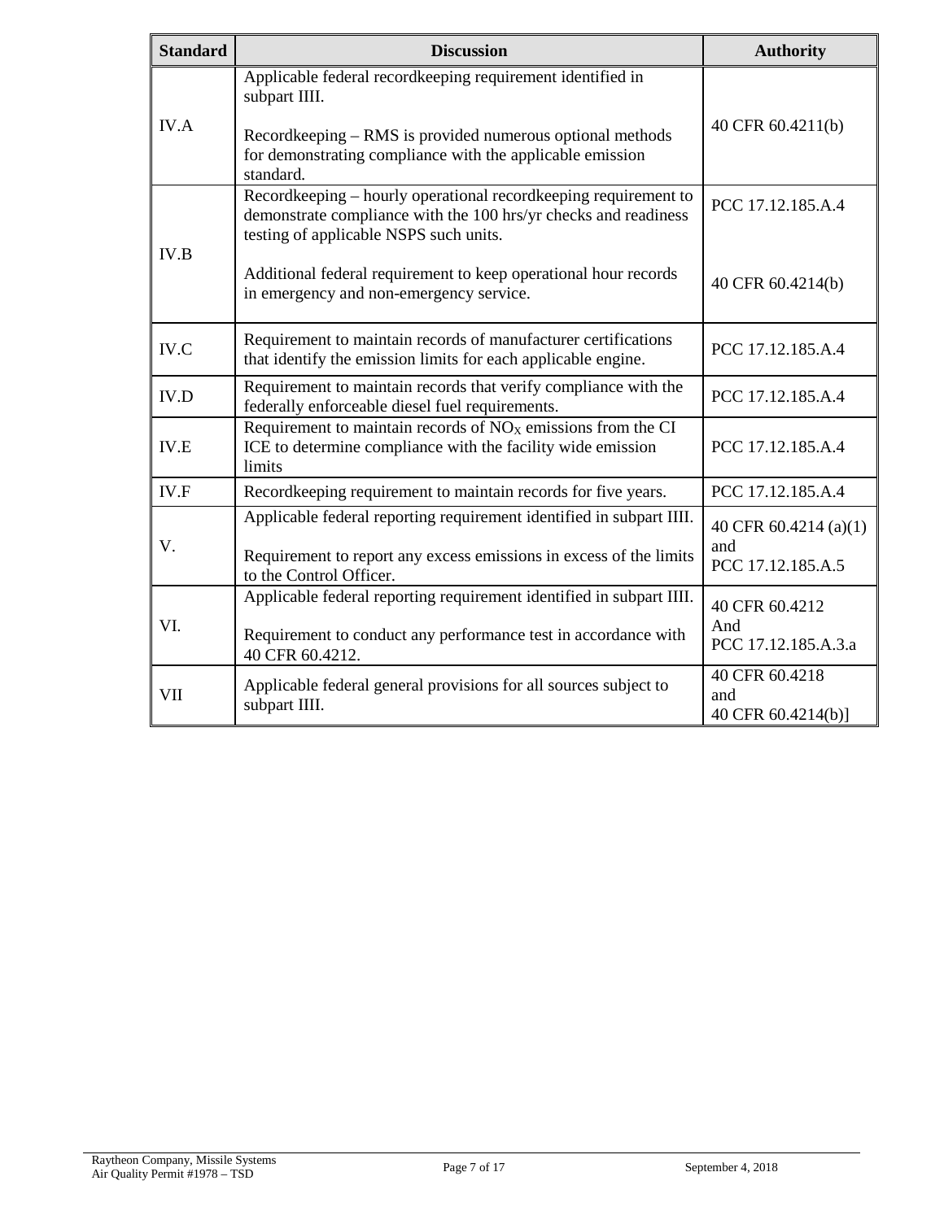| Standard | Discussion | Authority |
|---|---|---|
| IV.A | Applicable federal recordkeeping requirement identified in subpart IIII.<br><br>Recordkeeping – RMS is provided numerous optional methods for demonstrating compliance with the applicable emission standard. | 40 CFR 60.4211(b) |
| IV.B | Recordkeeping – hourly operational recordkeeping requirement to demonstrate compliance with the 100 hrs/yr checks and readiness testing of applicable NSPS such units.<br><br>Additional federal requirement to keep operational hour records in emergency and non-emergency service. | PCC 17.12.185.A.4<br><br>40 CFR 60.4214(b) |
| IV.C | Requirement to maintain records of manufacturer certifications that identify the emission limits for each applicable engine. | PCC 17.12.185.A.4 |
| IV.D | Requirement to maintain records that verify compliance with the federally enforceable diesel fuel requirements. | PCC 17.12.185.A.4 |
| IV.E | Requirement to maintain records of $NO_X$ emissions from the CI ICE to determine compliance with the facility wide emission limits | PCC 17.12.185.A.4 |
| IV.F | Recordkeeping requirement to maintain records for five years. | PCC 17.12.185.A.4 |
| V. | Applicable federal reporting requirement identified in subpart IIII.<br><br>Requirement to report any excess emissions in excess of the limits to the Control Officer. | 40 CFR 60.4214 (a)(1) and PCC 17.12.185.A.5 |
| VI. | Applicable federal reporting requirement identified in subpart IIII.<br><br>Requirement to conduct any performance test in accordance with 40 CFR 60.4212. | 40 CFR 60.4212 And PCC 17.12.185.A.3.a |
| VII | Applicable federal general provisions for all sources subject to subpart IIII. | 40 CFR 60.4218 and 40 CFR 60.4214(b)] |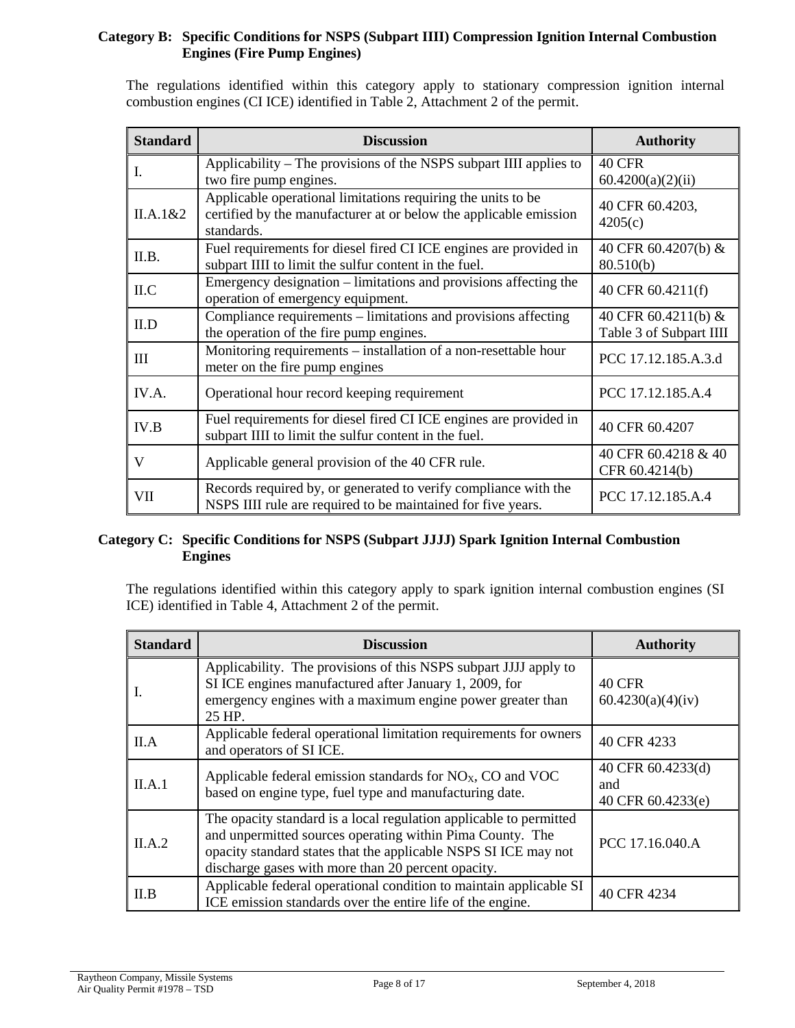### Category B: Specific Conditions for NSPS (Subpart IIII) Compression Ignition Internal Combustion Engines (Fire Pump Engines)

The regulations identified within this category apply to stationary compression ignition internal combustion engines (CI ICE) identified in Table 2, Attachment 2 of the permit.

| Standard | Discussion | Authority |
|---|---|---|
| I. | Applicability – The provisions of the NSPS subpart IIII applies to two fire pump engines. | 40 CFR 60.4200(a)(2)(ii) |
| II.A.1&2 | Applicable operational limitations requiring the units to be certified by the manufacturer at or below the applicable emission standards. | 40 CFR 60.4203, 4205(c) |
| II.B. | Fuel requirements for diesel fired CI ICE engines are provided in subpart IIII to limit the sulfur content in the fuel. | 40 CFR 60.4207(b) & 80.510(b) |
| II.C | Emergency designation – limitations and provisions affecting the operation of emergency equipment. | 40 CFR 60.4211(f) |
| II.D | Compliance requirements – limitations and provisions affecting the operation of the fire pump engines. | 40 CFR 60.4211(b) & Table 3 of Subpart IIII |
| III | Monitoring requirements – installation of a non-resettable hour meter on the fire pump engines | PCC 17.12.185.A.3.d |
| IV.A. | Operational hour record keeping requirement | PCC 17.12.185.A.4 |
| IV.B | Fuel requirements for diesel fired CI ICE engines are provided in subpart IIII to limit the sulfur content in the fuel. | 40 CFR 60.4207 |
| V | Applicable general provision of the 40 CFR rule. | 40 CFR 60.4218 & 40 CFR 60.4214(b) |
| VII | Records required by, or generated to verify compliance with the NSPS IIII rule are required to be maintained for five years. | PCC 17.12.185.A.4 |

### Category C: Specific Conditions for NSPS (Subpart JJJJ) Spark Ignition Internal Combustion Engines

The regulations identified within this category apply to spark ignition internal combustion engines (SI ICE) identified in Table 4, Attachment 2 of the permit.

| Standard | Discussion | Authority |
|---|---|---|
| I. | Applicability. The provisions of this NSPS subpart JJJJ apply to SI ICE engines manufactured after January 1, 2009, for emergency engines with a maximum engine power greater than 25 HP. | 40 CFR 60.4230(a)(4)(iv) |
| II.A | Applicable federal operational limitation requirements for owners and operators of SI ICE. | 40 CFR 4233 |
| II.A.1 | Applicable federal emission standards for $NO_X$, CO and VOC based on engine type, fuel type and manufacturing date. | 40 CFR 60.4233(d) and 40 CFR 60.4233(e) |
| II.A.2 | The opacity standard is a local regulation applicable to permitted and unpermitted sources operating within Pima County. The opacity standard states that the applicable NSPS SI ICE may not discharge gases with more than 20 percent opacity. | PCC 17.16.040.A |
| II.B | Applicable federal operational condition to maintain applicable SI ICE emission standards over the entire life of the engine. | 40 CFR 4234 |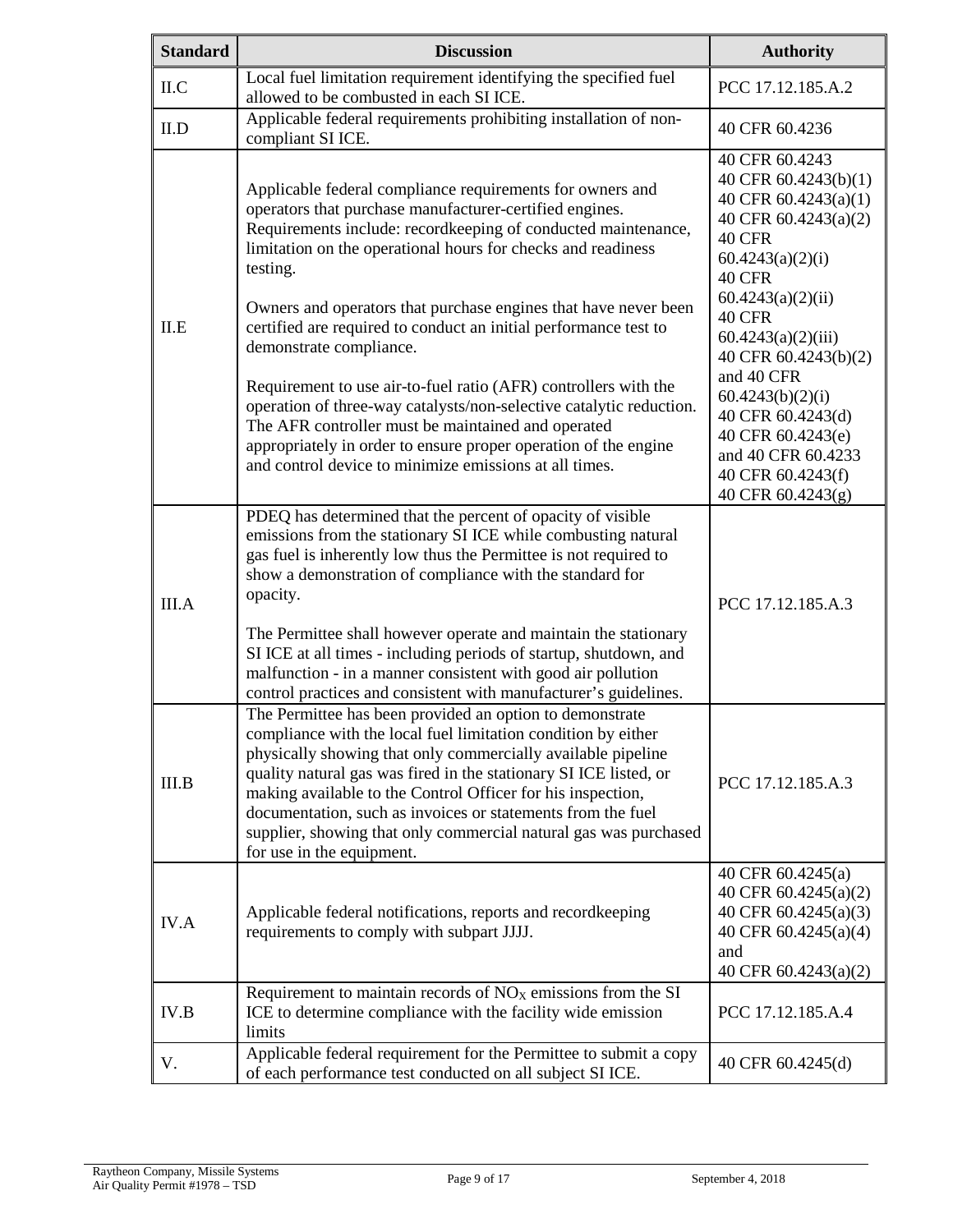| Standard | Discussion | Authority |
|---|---|---|
| II.C | Local fuel limitation requirement identifying the specified fuel allowed to be combusted in each SI ICE. | PCC 17.12.185.A.2 |
| II.D | Applicable federal requirements prohibiting installation of non-compliant SI ICE. | 40 CFR 60.4236 |
| II.E | Applicable federal compliance requirements for owners and operators that purchase manufacturer-certified engines. Requirements include: recordkeeping of conducted maintenance, limitation on the operational hours for checks and readiness testing.<br><br>Owners and operators that purchase engines that have never been certified are required to conduct an initial performance test to demonstrate compliance.<br><br>Requirement to use air-to-fuel ratio (AFR) controllers with the operation of three-way catalysts/non-selective catalytic reduction. The AFR controller must be maintained and operated appropriately in order to ensure proper operation of the engine and control device to minimize emissions at all times. | 40 CFR 60.4243<br>40 CFR 60.4243(b)(1)<br>40 CFR 60.4243(a)(1)<br>40 CFR 60.4243(a)(2)<br>40 CFR 60.4243(a)(2)(i)<br>40 CFR 60.4243(a)(2)(ii)<br>40 CFR 60.4243(a)(2)(iii)<br>40 CFR 60.4243(b)(2) and 40 CFR 60.4243(b)(2)(i)<br>40 CFR 60.4243(d)<br>40 CFR 60.4243(e) and 40 CFR 60.4233<br>40 CFR 60.4243(f)<br>40 CFR 60.4243(g) |
| III.A | PDEQ has determined that the percent of opacity of visible emissions from the stationary SI ICE while combusting natural gas fuel is inherently low thus the Permittee is not required to show a demonstration of compliance with the standard for opacity.<br><br>The Permittee shall however operate and maintain the stationary SI ICE at all times - including periods of startup, shutdown, and malfunction - in a manner consistent with good air pollution control practices and consistent with manufacturer's guidelines. | PCC 17.12.185.A.3 |
| III.B | The Permittee has been provided an option to demonstrate compliance with the local fuel limitation condition by either physically showing that only commercially available pipeline quality natural gas was fired in the stationary SI ICE listed, or making available to the Control Officer for his inspection, documentation, such as invoices or statements from the fuel supplier, showing that only commercial natural gas was purchased for use in the equipment. | PCC 17.12.185.A.3 |
| IV.A | Applicable federal notifications, reports and recordkeeping requirements to comply with subpart JJJJ. | 40 CFR 60.4245(a)<br>40 CFR 60.4245(a)(2)<br>40 CFR 60.4245(a)(3)<br>40 CFR 60.4245(a)(4) and<br>40 CFR 60.4243(a)(2) |
| IV.B | Requirement to maintain records of $NO_X$ emissions from the SI ICE to determine compliance with the facility wide emission limits | PCC 17.12.185.A.4 |
| V. | Applicable federal requirement for the Permittee to submit a copy of each performance test conducted on all subject SI ICE. | 40 CFR 60.4245(d) |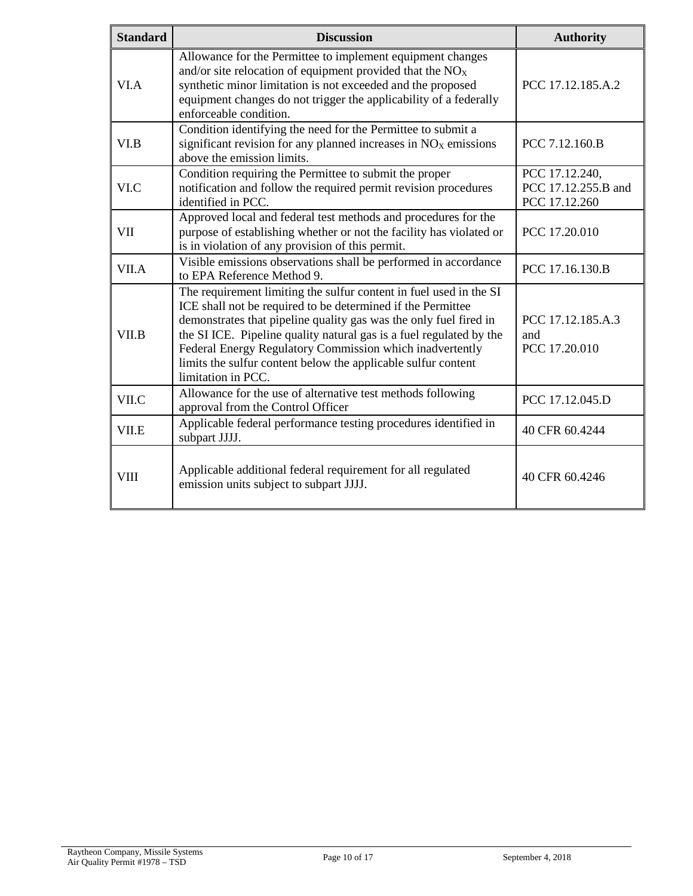| Standard | Discussion | Authority |
|---|---|---|
| VI.A | Allowance for the Permittee to implement equipment changes and/or site relocation of equipment provided that the $NO_X$ synthetic minor limitation is not exceeded and the proposed equipment changes do not trigger the applicability of a federally enforceable condition. | PCC 17.12.185.A.2 |
| VI.B | Condition identifying the need for the Permittee to submit a significant revision for any planned increases in $NO_X$ emissions above the emission limits. | PCC 7.12.160.B |
| VI.C | Condition requiring the Permittee to submit the proper notification and follow the required permit revision procedures identified in PCC. | PCC 17.12.240, PCC 17.12.255.B and PCC 17.12.260 |
| VII | Approved local and federal test methods and procedures for the purpose of establishing whether or not the facility has violated or is in violation of any provision of this permit. | PCC 17.20.010 |
| VII.A | Visible emissions observations shall be performed in accordance to EPA Reference Method 9. | PCC 17.16.130.B |
| VII.B | The requirement limiting the sulfur content in fuel used in the SI ICE shall not be required to be determined if the Permittee demonstrates that pipeline quality gas was the only fuel fired in the SI ICE. Pipeline quality natural gas is a fuel regulated by the Federal Energy Regulatory Commission which inadvertently limits the sulfur content below the applicable sulfur content limitation in PCC. | PCC 17.12.185.A.3 and PCC 17.20.010 |
| VII.C | Allowance for the use of alternative test methods following approval from the Control Officer | PCC 17.12.045.D |
| VII.E | Applicable federal performance testing procedures identified in subpart JJJJ. | 40 CFR 60.4244 |
| VIII | Applicable additional federal requirement for all regulated emission units subject to subpart JJJJ. | 40 CFR 60.4246 |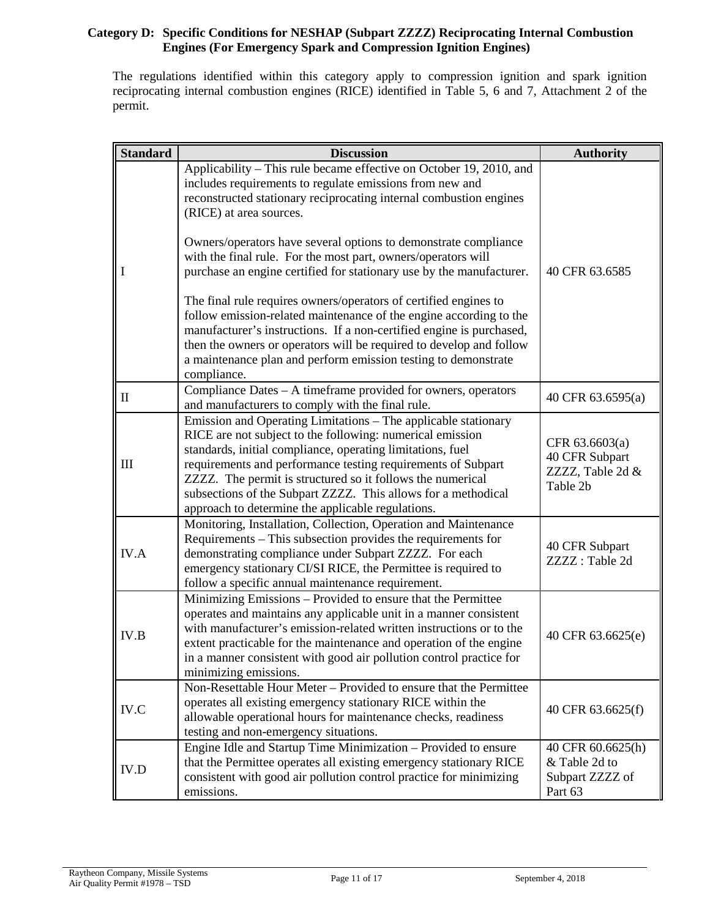### Category D: Specific Conditions for NESHAP (Subpart ZZZZ) Reciprocating Internal Combustion Engines (For Emergency Spark and Compression Ignition Engines)

The regulations identified within this category apply to compression ignition and spark ignition reciprocating internal combustion engines (RICE) identified in Table 5, 6 and 7, Attachment 2 of the permit.

| Standard | Discussion | Authority |
|---|---|---|
| I | Applicability – This rule became effective on October 19, 2010, and includes requirements to regulate emissions from new and reconstructed stationary reciprocating internal combustion engines (RICE) at area sources.<br><br>Owners/operators have several options to demonstrate compliance with the final rule. For the most part, owners/operators will purchase an engine certified for stationary use by the manufacturer.<br><br>The final rule requires owners/operators of certified engines to follow emission-related maintenance of the engine according to the manufacturer's instructions. If a non-certified engine is purchased, then the owners or operators will be required to develop and follow a maintenance plan and perform emission testing to demonstrate compliance. | 40 CFR 63.6585 |
| II | Compliance Dates – A timeframe provided for owners, operators and manufacturers to comply with the final rule. | 40 CFR 63.6595(a) |
| III | Emission and Operating Limitations – The applicable stationary RICE are not subject to the following: numerical emission standards, initial compliance, operating limitations, fuel requirements and performance testing requirements of Subpart ZZZZ. The permit is structured so it follows the numerical subsections of the Subpart ZZZZ. This allows for a methodical approach to determine the applicable regulations. | CFR 63.6603(a)<br>40 CFR Subpart ZZZZ, Table 2d & Table 2b |
| IV.A | Monitoring, Installation, Collection, Operation and Maintenance Requirements – This subsection provides the requirements for demonstrating compliance under Subpart ZZZZ. For each emergency stationary CI/SI RICE, the Permittee is required to follow a specific annual maintenance requirement. | 40 CFR Subpart ZZZZ : Table 2d |
| IV.B | Minimizing Emissions – Provided to ensure that the Permittee operates and maintains any applicable unit in a manner consistent with manufacturer's emission-related written instructions or to the extent practicable for the maintenance and operation of the engine in a manner consistent with good air pollution control practice for minimizing emissions. | 40 CFR 63.6625(e) |
| IV.C | Non-Resettable Hour Meter – Provided to ensure that the Permittee operates all existing emergency stationary RICE within the allowable operational hours for maintenance checks, readiness testing and non-emergency situations. | 40 CFR 63.6625(f) |
| IV.D | Engine Idle and Startup Time Minimization – Provided to ensure that the Permittee operates all existing emergency stationary RICE consistent with good air pollution control practice for minimizing emissions. | 40 CFR 60.6625(h) & Table 2d to Subpart ZZZZ of Part 63 |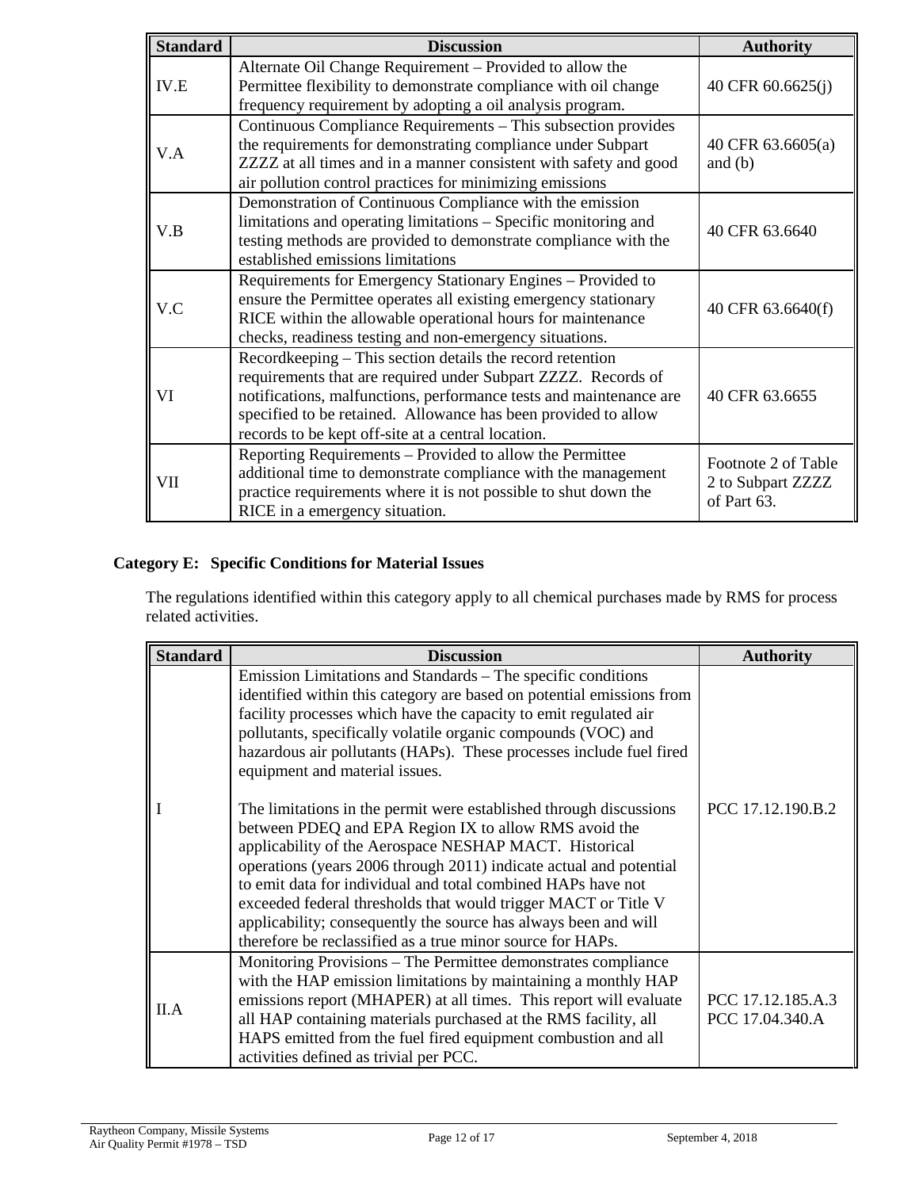| Standard | Discussion | Authority |
|---|---|---|
| IV.E | Alternate Oil Change Requirement – Provided to allow the Permittee flexibility to demonstrate compliance with oil change frequency requirement by adopting a oil analysis program. | 40 CFR 60.6625(j) |
| V.A | Continuous Compliance Requirements – This subsection provides the requirements for demonstrating compliance under Subpart ZZZZ at all times and in a manner consistent with safety and good air pollution control practices for minimizing emissions | 40 CFR 63.6605(a) and (b) |
| V.B | Demonstration of Continuous Compliance with the emission limitations and operating limitations – Specific monitoring and testing methods are provided to demonstrate compliance with the established emissions limitations | 40 CFR 63.6640 |
| V.C | Requirements for Emergency Stationary Engines – Provided to ensure the Permittee operates all existing emergency stationary RICE within the allowable operational hours for maintenance checks, readiness testing and non-emergency situations. | 40 CFR 63.6640(f) |
| VI | Recordkeeping – This section details the record retention requirements that are required under Subpart ZZZZ. Records of notifications, malfunctions, performance tests and maintenance are specified to be retained. Allowance has been provided to allow records to be kept off-site at a central location. | 40 CFR 63.6655 |
| VII | Reporting Requirements – Provided to allow the Permittee additional time to demonstrate compliance with the management practice requirements where it is not possible to shut down the RICE in a emergency situation. | Footnote 2 of Table 2 to Subpart ZZZZ of Part 63. |

### Category E: Specific Conditions for Material Issues

The regulations identified within this category apply to all chemical purchases made by RMS for process related activities.

| Standard | Discussion | Authority |
|---|---|---|
| I | Emission Limitations and Standards – The specific conditions identified within this category are based on potential emissions from facility processes which have the capacity to emit regulated air pollutants, specifically volatile organic compounds (VOC) and hazardous air pollutants (HAPs). These processes include fuel fired equipment and material issues.<br><br>The limitations in the permit were established through discussions between PDEQ and EPA Region IX to allow RMS avoid the applicability of the Aerospace NESHAP MACT. Historical operations (years 2006 through 2011) indicate actual and potential to emit data for individual and total combined HAPs have not exceeded federal thresholds that would trigger MACT or Title V applicability; consequently the source has always been and will therefore be reclassified as a true minor source for HAPs. | PCC 17.12.190.B.2 |
| II.A | Monitoring Provisions – The Permittee demonstrates compliance with the HAP emission limitations by maintaining a monthly HAP emissions report (MHAPER) at all times. This report will evaluate all HAP containing materials purchased at the RMS facility, all HAPS emitted from the fuel fired equipment combustion and all activities defined as trivial per PCC. | PCC 17.12.185.A.3<br>PCC 17.04.340.A |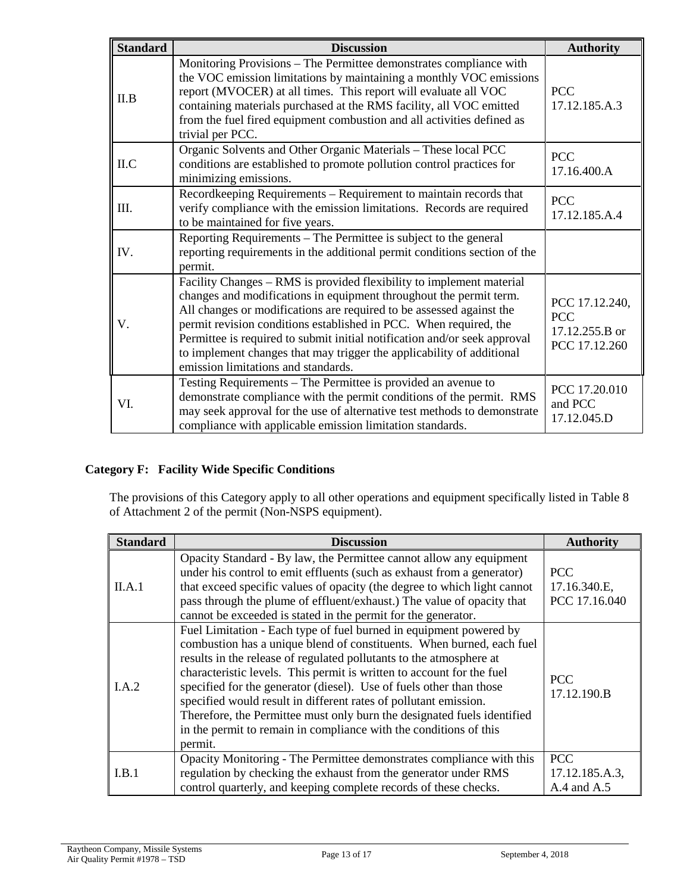| Standard | Discussion | Authority |
|---|---|---|
| II.B | Monitoring Provisions – The Permittee demonstrates compliance with the VOC emission limitations by maintaining a monthly VOC emissions report (MVOCER) at all times. This report will evaluate all VOC containing materials purchased at the RMS facility, all VOC emitted from the fuel fired equipment combustion and all activities defined as trivial per PCC. | PCC 17.12.185.A.3 |
| II.C | Organic Solvents and Other Organic Materials – These local PCC conditions are established to promote pollution control practices for minimizing emissions. | PCC 17.16.400.A |
| III. | Recordkeeping Requirements – Requirement to maintain records that verify compliance with the emission limitations. Records are required to be maintained for five years. | PCC 17.12.185.A.4 |
| IV. | Reporting Requirements – The Permittee is subject to the general reporting requirements in the additional permit conditions section of the permit. | |
| V. | Facility Changes – RMS is provided flexibility to implement material changes and modifications in equipment throughout the permit term. All changes or modifications are required to be assessed against the permit revision conditions established in PCC. When required, the Permittee is required to submit initial notification and/or seek approval to implement changes that may trigger the applicability of additional emission limitations and standards. | PCC 17.12.240, PCC 17.12.255.B or PCC 17.12.260 |
| VI. | Testing Requirements – The Permittee is provided an avenue to demonstrate compliance with the permit conditions of the permit. RMS may seek approval for the use of alternative test methods to demonstrate compliance with applicable emission limitation standards. | PCC 17.20.010 and PCC 17.12.045.D |

**Category F: Facility Wide Specific Conditions**

The provisions of this Category apply to all other operations and equipment specifically listed in Table 8 of Attachment 2 of the permit (Non-NSPS equipment).

| Standard | Discussion | Authority |
|---|---|---|
| II.A.1 | Opacity Standard - By law, the Permittee cannot allow any equipment under his control to emit effluents (such as exhaust from a generator) that exceed specific values of opacity (the degree to which light cannot pass through the plume of effluent/exhaust.) The value of opacity that cannot be exceeded is stated in the permit for the generator. | PCC 17.16.340.E, PCC 17.16.040 |
| I.A.2 | Fuel Limitation - Each type of fuel burned in equipment powered by combustion has a unique blend of constituents. When burned, each fuel results in the release of regulated pollutants to the atmosphere at characteristic levels. This permit is written to account for the fuel specified for the generator (diesel). Use of fuels other than those specified would result in different rates of pollutant emission. Therefore, the Permittee must only burn the designated fuels identified in the permit to remain in compliance with the conditions of this permit. | PCC 17.12.190.B |
| I.B.1 | Opacity Monitoring - The Permittee demonstrates compliance with this regulation by checking the exhaust from the generator under RMS control quarterly, and keeping complete records of these checks. | PCC 17.12.185.A.3, A.4 and A.5 |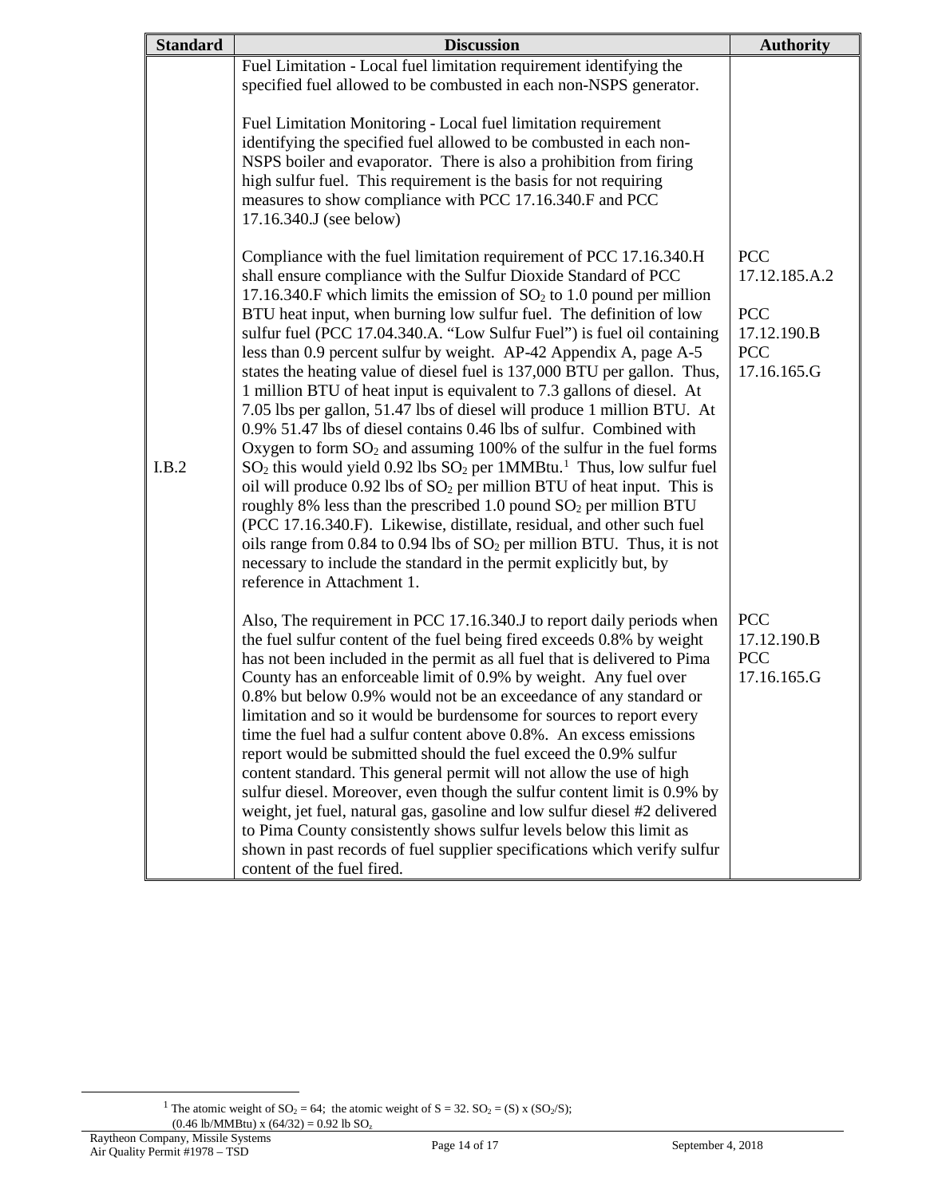| Standard | Discussion | Authority |
|---|---|---|
| I.B.2 | Fuel Limitation - Local fuel limitation requirement identifying the specified fuel allowed to be combusted in each non-NSPS generator.<br><br>Fuel Limitation Monitoring - Local fuel limitation requirement identifying the specified fuel allowed to be combusted in each non-NSPS boiler and evaporator. There is also a prohibition from firing high sulfur fuel. This requirement is the basis for not requiring measures to show compliance with PCC 17.16.340.F and PCC 17.16.340.J (see below)<br><br>Compliance with the fuel limitation requirement of PCC 17.16.340.H shall ensure compliance with the Sulfur Dioxide Standard of PCC 17.16.340.F which limits the emission of $SO_2$ to 1.0 pound per million BTU heat input, when burning low sulfur fuel. The definition of low sulfur fuel (PCC 17.04.340.A. "Low Sulfur Fuel") is fuel oil containing less than 0.9 percent sulfur by weight. AP-42 Appendix A, page A-5 states the heating value of diesel fuel is 137,000 BTU per gallon. Thus, 1 million BTU of heat input is equivalent to 7.3 gallons of diesel. At 7.05 lbs per gallon, 51.47 lbs of diesel will produce 1 million BTU. At 0.9% 51.47 lbs of diesel contains 0.46 lbs of sulfur. Combined with Oxygen to form $SO_2$ and assuming 100% of the sulfur in the fuel forms $SO_2$ this would yield 0.92 lbs $SO_2$ per 1MMBtu.[1] Thus, low sulfur fuel oil will produce 0.92 lbs of $SO_2$ per million BTU of heat input. This is roughly 8% less than the prescribed 1.0 pound $SO_2$ per million BTU (PCC 17.16.340.F). Likewise, distillate, residual, and other such fuel oils range from 0.84 to 0.94 lbs of $SO_2$ per million BTU. Thus, it is not necessary to include the standard in the permit explicitly but, by reference in Attachment 1.<br><br>Also, The requirement in PCC 17.16.340.J to report daily periods when the fuel sulfur content of the fuel being fired exceeds 0.8% by weight has not been included in the permit as all fuel that is delivered to Pima County has an enforceable limit of 0.9% by weight. Any fuel over 0.8% but below 0.9% would not be an exceedance of any standard or limitation and so it would be burdensome for sources to report every time the fuel had a sulfur content above 0.8%. An excess emissions report would be submitted should the fuel exceed the 0.9% sulfur content standard. This general permit will not allow the use of high sulfur diesel. Moreover, even though the sulfur content limit is 0.9% by weight, jet fuel, natural gas, gasoline and low sulfur diesel #2 delivered to Pima County consistently shows sulfur levels below this limit as shown in past records of fuel supplier specifications which verify sulfur content of the fuel fired. | PCC 17.12.185.A.2<br><br>PCC 17.12.190.B<br>PCC 17.16.165.G<br><br>PCC 17.12.190.B<br>PCC 17.16.165.G |

[1] The atomic weight of $SO_2$ = 64; the atomic weight of S = 32. $SO_2$ = (S) x ($SO_2$/S); (0.46 lb/MMBtu) x (64/32) = 0.92 lb $SO_2$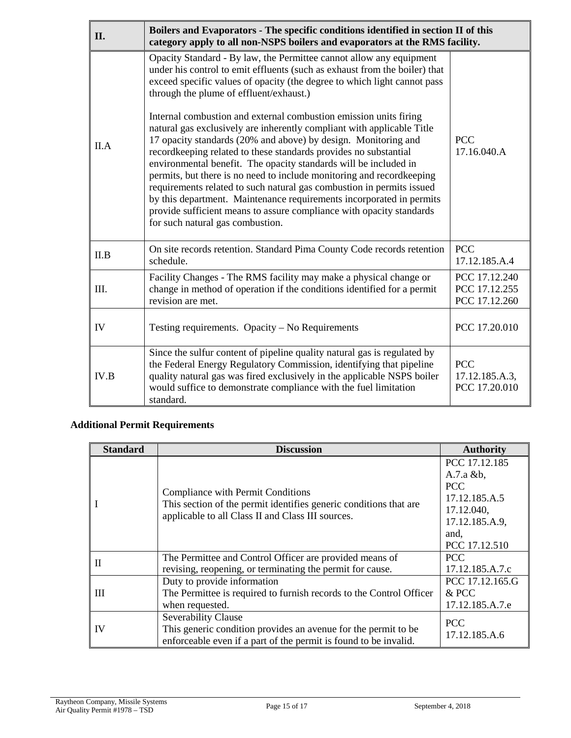| II. | Boilers and Evaporators - The specific conditions identified in section II of this category apply to all non-NSPS boilers and evaporators at the RMS facility. | |
|---|---|---|
| II.A | Opacity Standard - By law, the Permittee cannot allow any equipment under his control to emit effluents (such as exhaust from the boiler) that exceed specific values of opacity (the degree to which light cannot pass through the plume of effluent/exhaust.)<br><br>Internal combustion and external combustion emission units firing natural gas exclusively are inherently compliant with applicable Title 17 opacity standards (20% and above) by design. Monitoring and recordkeeping related to these standards provides no substantial environmental benefit. The opacity standards will be included in permits, but there is no need to include monitoring and recordkeeping requirements related to such natural gas combustion in permits issued by this department. Maintenance requirements incorporated in permits provide sufficient means to assure compliance with opacity standards for such natural gas combustion. | PCC 17.16.040.A |
| II.B | On site records retention. Standard Pima County Code records retention schedule. | PCC 17.12.185.A.4 |
| III. | Facility Changes - The RMS facility may make a physical change or change in method of operation if the conditions identified for a permit revision are met. | PCC 17.12.240<br>PCC 17.12.255<br>PCC 17.12.260 |
| IV | Testing requirements. Opacity – No Requirements | PCC 17.20.010 |
| IV.B | Since the sulfur content of pipeline quality natural gas is regulated by the Federal Energy Regulatory Commission, identifying that pipeline quality natural gas was fired exclusively in the applicable NSPS boiler would suffice to demonstrate compliance with the fuel limitation standard. | PCC 17.12.185.A.3,<br>PCC 17.20.010 |

**Additional Permit Requirements**

| Standard | Discussion | Authority |
|---|---|---|
| I | Compliance with Permit Conditions<br>This section of the permit identifies generic conditions that are applicable to all Class II and Class III sources. | PCC 17.12.185 A.7.a &b,<br>PCC 17.12.185.A.5<br>17.12.040,<br>17.12.185.A.9,<br>and,<br>PCC 17.12.510 |
| II | The Permittee and Control Officer are provided means of revising, reopening, or terminating the permit for cause. | PCC 17.12.185.A.7.c |
| III | Duty to provide information<br>The Permittee is required to furnish records to the Control Officer when requested. | PCC 17.12.165.G & PCC 17.12.185.A.7.e |
| IV | Severability Clause<br>This generic condition provides an avenue for the permit to be enforceable even if a part of the permit is found to be invalid. | PCC 17.12.185.A.6 |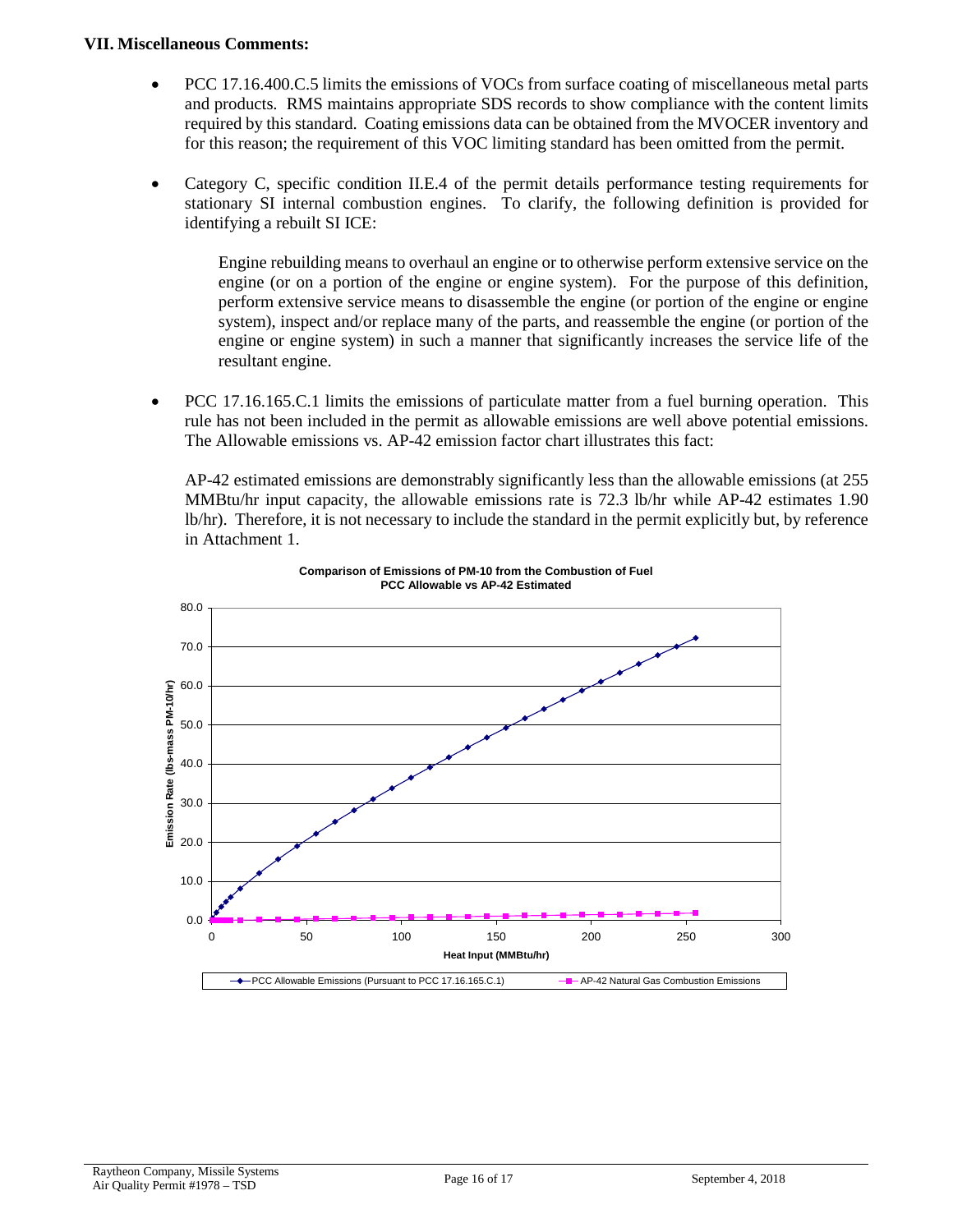## VII. Miscellaneous Comments:

- PCC 17.16.400.C.5 limits the emissions of VOCs from surface coating of miscellaneous metal parts and products. RMS maintains appropriate SDS records to show compliance with the content limits required by this standard. Coating emissions data can be obtained from the MVOCER inventory and for this reason; the requirement of this VOC limiting standard has been omitted from the permit.

- Category C, specific condition II.E.4 of the permit details performance testing requirements for stationary SI internal combustion engines. To clarify, the following definition is provided for identifying a rebuilt SI ICE:

  Engine rebuilding means to overhaul an engine or to otherwise perform extensive service on the engine (or on a portion of the engine or engine system). For the purpose of this definition, perform extensive service means to disassemble the engine (or portion of the engine or engine system), inspect and/or replace many of the parts, and reassemble the engine (or portion of the engine or engine system) in such a manner that significantly increases the service life of the resultant engine.

- PCC 17.16.165.C.1 limits the emissions of particulate matter from a fuel burning operation. This rule has not been included in the permit as allowable emissions are well above potential emissions. The Allowable emissions vs. AP-42 emission factor chart illustrates this fact:

  AP-42 estimated emissions are demonstrably significantly less than the allowable emissions (at 255 MMBtu/hr input capacity, the allowable emissions rate is 72.3 lb/hr while AP-42 estimates 1.90 lb/hr). Therefore, it is not necessary to include the standard in the permit explicitly but, by reference in Attachment 1.

**Comparison of Emissions of PM-10 from the Combustion of Fuel**
**PCC Allowable vs AP-42 Estimated**

(Chart: Emission Rate (lbs-mass PM-10/hr) vs. Heat Input (MMBtu/hr); series: PCC Allowable Emissions (Pursuant to PCC 17.16.165.C.1); AP-42 Natural Gas Combustion Emissions)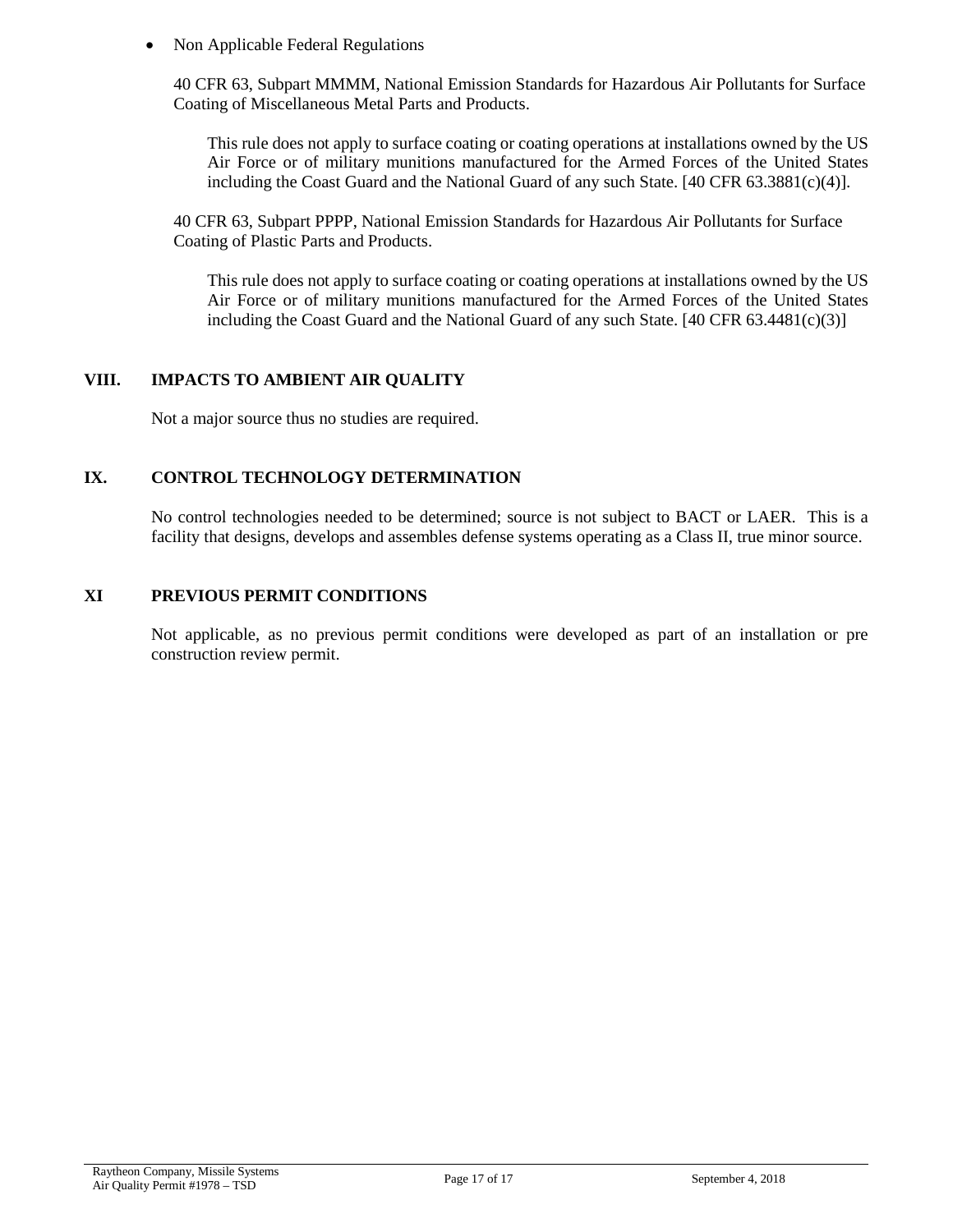- Non Applicable Federal Regulations

  40 CFR 63, Subpart MMMM, National Emission Standards for Hazardous Air Pollutants for Surface Coating of Miscellaneous Metal Parts and Products.

  > This rule does not apply to surface coating or coating operations at installations owned by the US Air Force or of military munitions manufactured for the Armed Forces of the United States including the Coast Guard and the National Guard of any such State. [40 CFR 63.3881(c)(4)].

  40 CFR 63, Subpart PPPP, National Emission Standards for Hazardous Air Pollutants for Surface Coating of Plastic Parts and Products.

  > This rule does not apply to surface coating or coating operations at installations owned by the US Air Force or of military munitions manufactured for the Armed Forces of the United States including the Coast Guard and the National Guard of any such State. [40 CFR 63.4481(c)(3)]

## VIII. IMPACTS TO AMBIENT AIR QUALITY

Not a major source thus no studies are required.

## IX. CONTROL TECHNOLOGY DETERMINATION

No control technologies needed to be determined; source is not subject to BACT or LAER. This is a facility that designs, develops and assembles defense systems operating as a Class II, true minor source.

## XI PREVIOUS PERMIT CONDITIONS

Not applicable, as no previous permit conditions were developed as part of an installation or pre construction review permit.